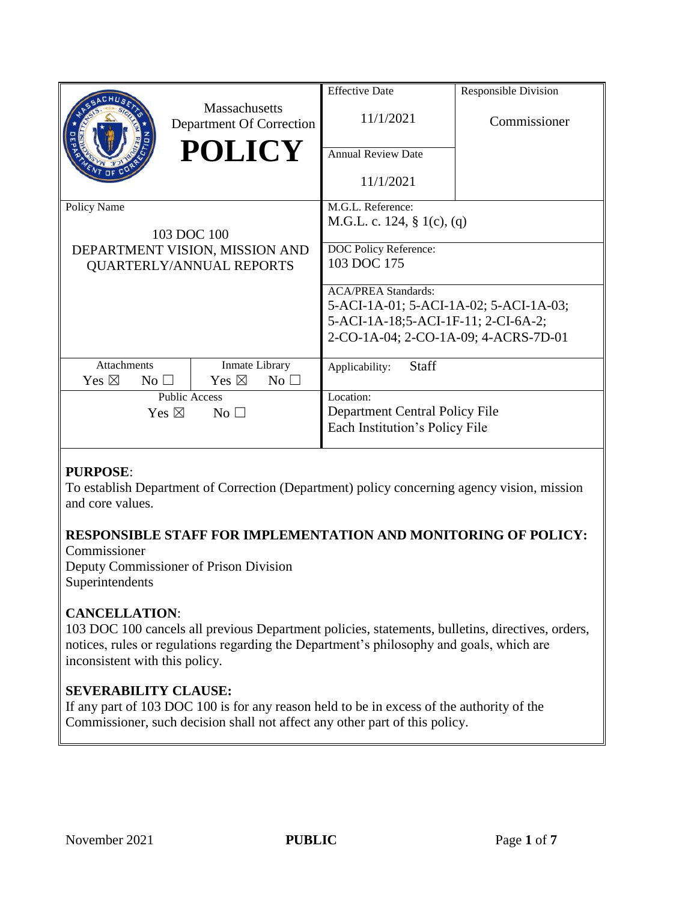| Massachusetts Department Of Correction **POLICY** | | Effective Date<br>11/1/2021 | Responsible Division<br>Commissioner |
|---|---|---|---|
| | | Annual Review Date<br>11/1/2021 | |
| Policy Name<br>103 DOC 100<br>DEPARTMENT VISION, MISSION AND QUARTERLY/ANNUAL REPORTS | | M.G.L. Reference:<br>M.G.L. c. 124, § 1(c), (q) | |
| | | DOC Policy Reference:<br>103 DOC 175 | |
| | | ACA/PREA Standards:<br>5-ACI-1A-01; 5-ACI-1A-02; 5-ACI-1A-03; 5-ACI-1A-18;5-ACI-1F-11; 2-CI-6A-2; 2-CO-1A-04; 2-CO-1A-09; 4-ACRS-7D-01 | |
| Attachments<br>Yes ☒ No ☐ | Inmate Library<br>Yes ☒ No ☐ | Applicability: Staff | |
| Public Access<br>Yes ☒ No ☐ | | Location:<br>Department Central Policy File<br>Each Institution's Policy File | |

**PURPOSE**:

To establish Department of Correction (Department) policy concerning agency vision, mission and core values.

**RESPONSIBLE STAFF FOR IMPLEMENTATION AND MONITORING OF POLICY:**

Commissioner
Deputy Commissioner of Prison Division
Superintendents

**CANCELLATION**:

103 DOC 100 cancels all previous Department policies, statements, bulletins, directives, orders, notices, rules or regulations regarding the Department's philosophy and goals, which are inconsistent with this policy.

**SEVERABILITY CLAUSE:**

If any part of 103 DOC 100 is for any reason held to be in excess of the authority of the Commissioner, such decision shall not affect any other part of this policy.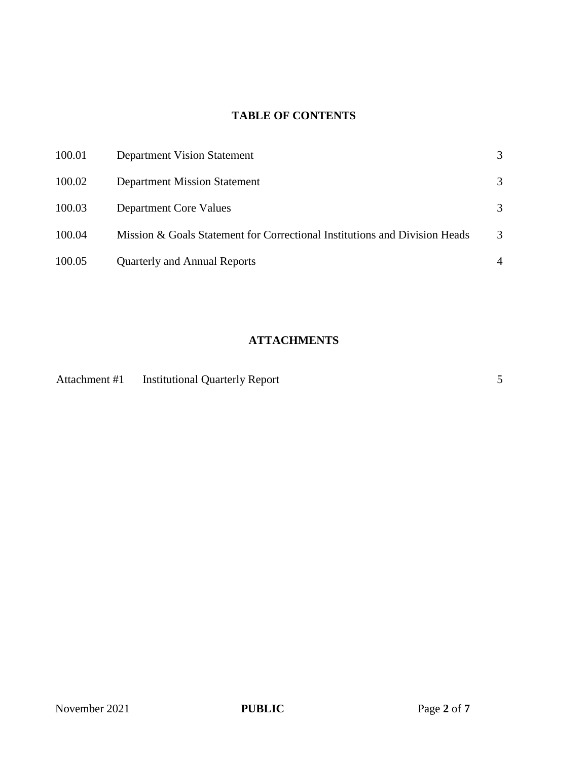## TABLE OF CONTENTS

| | | |
|---|---|---|
| 100.01 | Department Vision Statement | 3 |
| 100.02 | Department Mission Statement | 3 |
| 100.03 | Department Core Values | 3 |
| 100.04 | Mission & Goals Statement for Correctional Institutions and Division Heads | 3 |
| 100.05 | Quarterly and Annual Reports | 4 |

## ATTACHMENTS

| | | |
|---|---|---|
| Attachment #1 | Institutional Quarterly Report | 5 |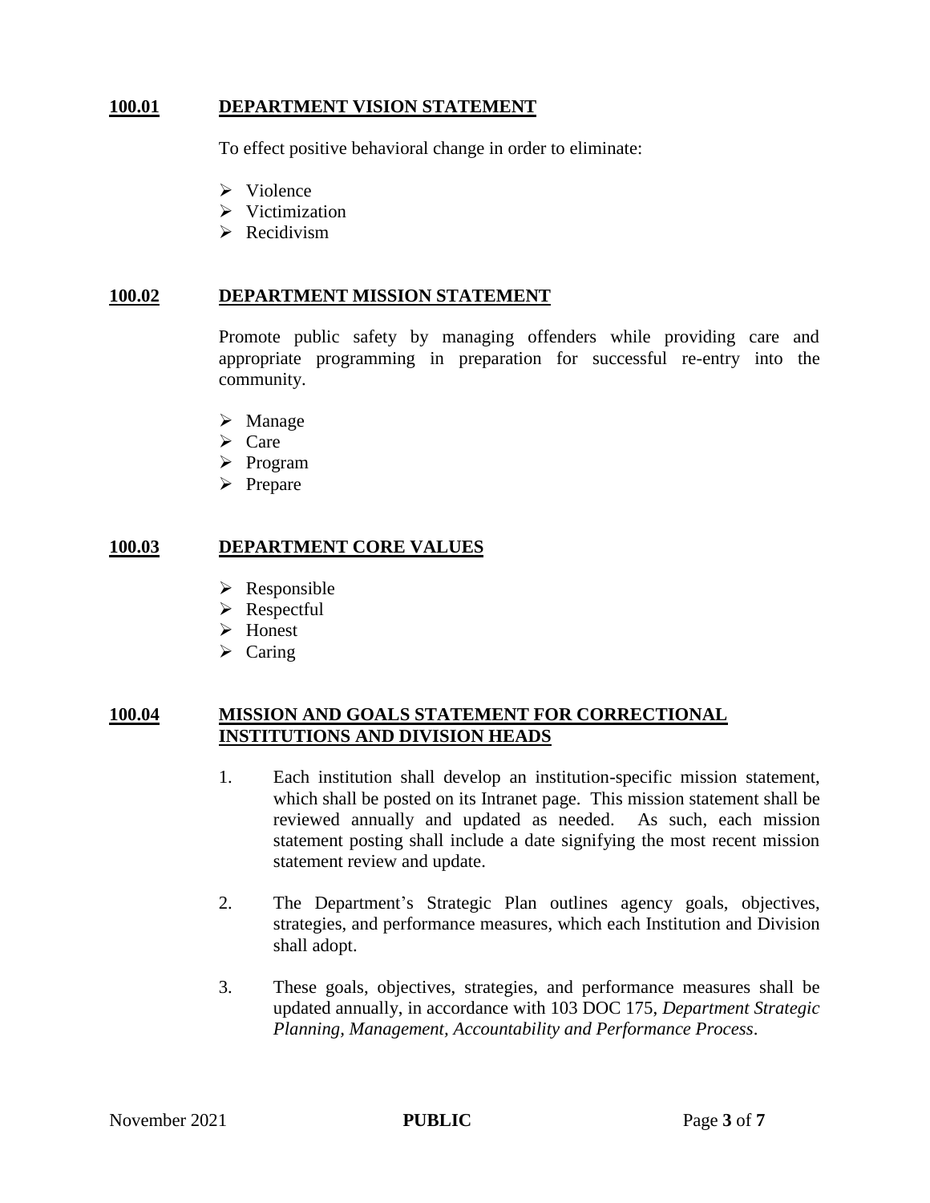## 100.01 DEPARTMENT VISION STATEMENT

To effect positive behavioral change in order to eliminate:

- Violence
- Victimization
- Recidivism

## 100.02 DEPARTMENT MISSION STATEMENT

Promote public safety by managing offenders while providing care and appropriate programming in preparation for successful re-entry into the community.

- Manage
- Care
- Program
- Prepare

## 100.03 DEPARTMENT CORE VALUES

- Responsible
- Respectful
- Honest
- Caring

## 100.04 MISSION AND GOALS STATEMENT FOR CORRECTIONAL INSTITUTIONS AND DIVISION HEADS

1. Each institution shall develop an institution-specific mission statement, which shall be posted on its Intranet page. This mission statement shall be reviewed annually and updated as needed. As such, each mission statement posting shall include a date signifying the most recent mission statement review and update.

2. The Department's Strategic Plan outlines agency goals, objectives, strategies, and performance measures, which each Institution and Division shall adopt.

3. These goals, objectives, strategies, and performance measures shall be updated annually, in accordance with 103 DOC 175, *Department Strategic Planning, Management, Accountability and Performance Process*.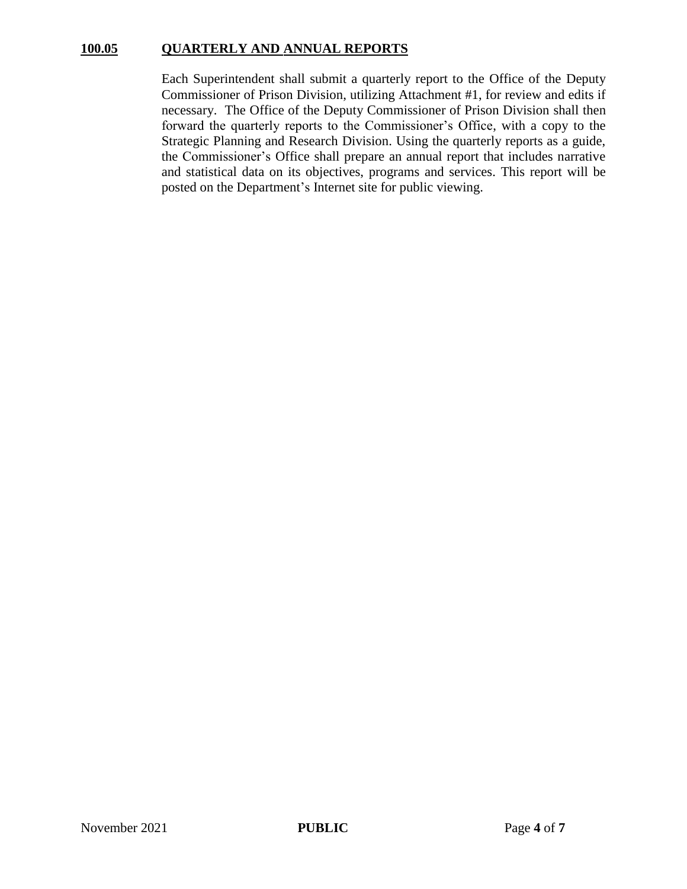## 100.05 QUARTERLY AND ANNUAL REPORTS

Each Superintendent shall submit a quarterly report to the Office of the Deputy Commissioner of Prison Division, utilizing Attachment #1, for review and edits if necessary. The Office of the Deputy Commissioner of Prison Division shall then forward the quarterly reports to the Commissioner's Office, with a copy to the Strategic Planning and Research Division. Using the quarterly reports as a guide, the Commissioner's Office shall prepare an annual report that includes narrative and statistical data on its objectives, programs and services. This report will be posted on the Department's Internet site for public viewing.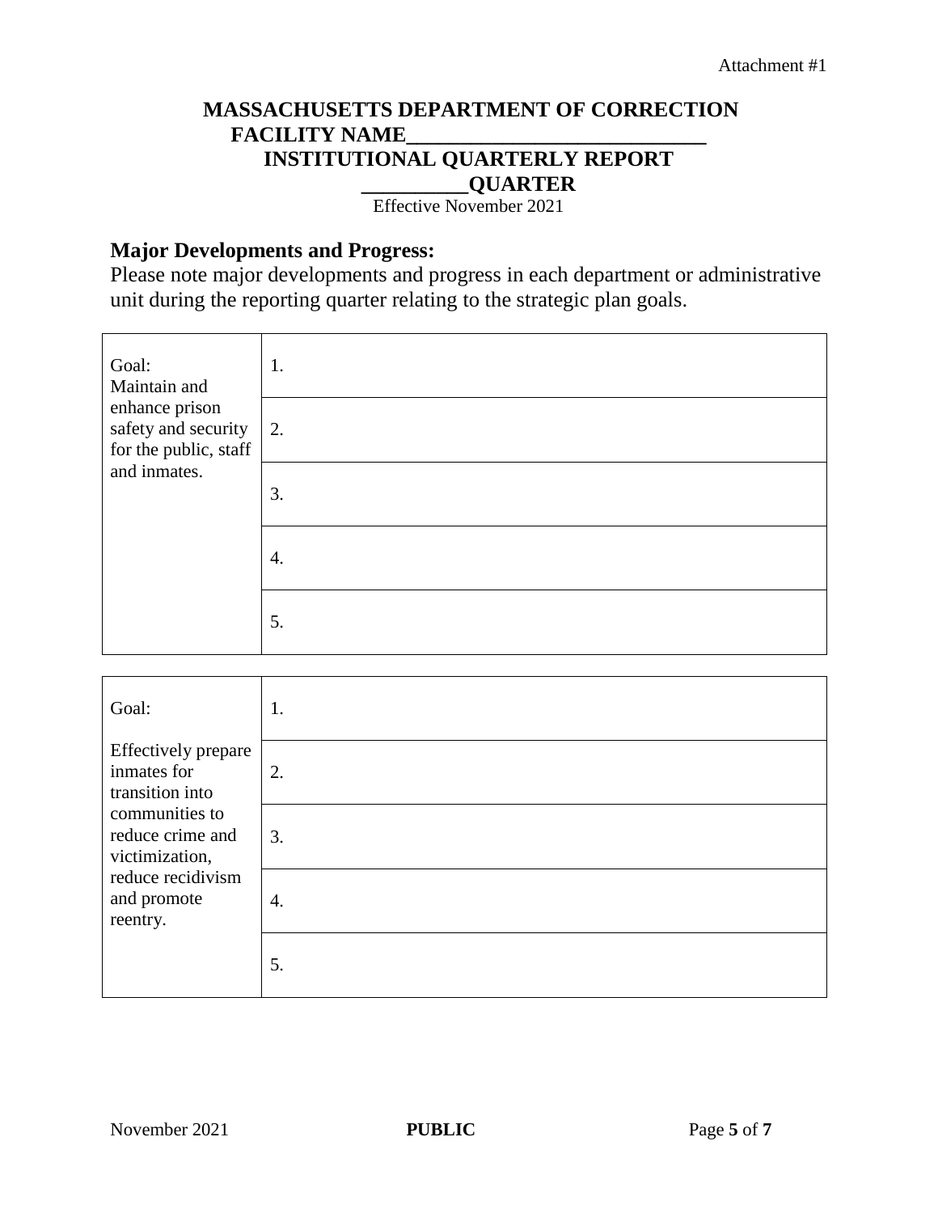Attachment #1

**MASSACHUSETTS DEPARTMENT OF CORRECTION**
**FACILITY NAME____________________________**
**INSTITUTIONAL QUARTERLY REPORT**
**__________QUARTER**
Effective November 2021

## Major Developments and Progress:

Please note major developments and progress in each department or administrative unit during the reporting quarter relating to the strategic plan goals.

| Goal: Maintain and enhance prison safety and security for the public, staff and inmates. | |
|---|---|
| | 1. |
| | 2. |
| | 3. |
| | 4. |
| | 5. |

| Goal: Effectively prepare inmates for transition into communities to reduce crime and victimization, reduce recidivism and promote reentry. | |
|---|---|
| | 1. |
| | 2. |
| | 3. |
| | 4. |
| | 5. |

November 2021 **PUBLIC**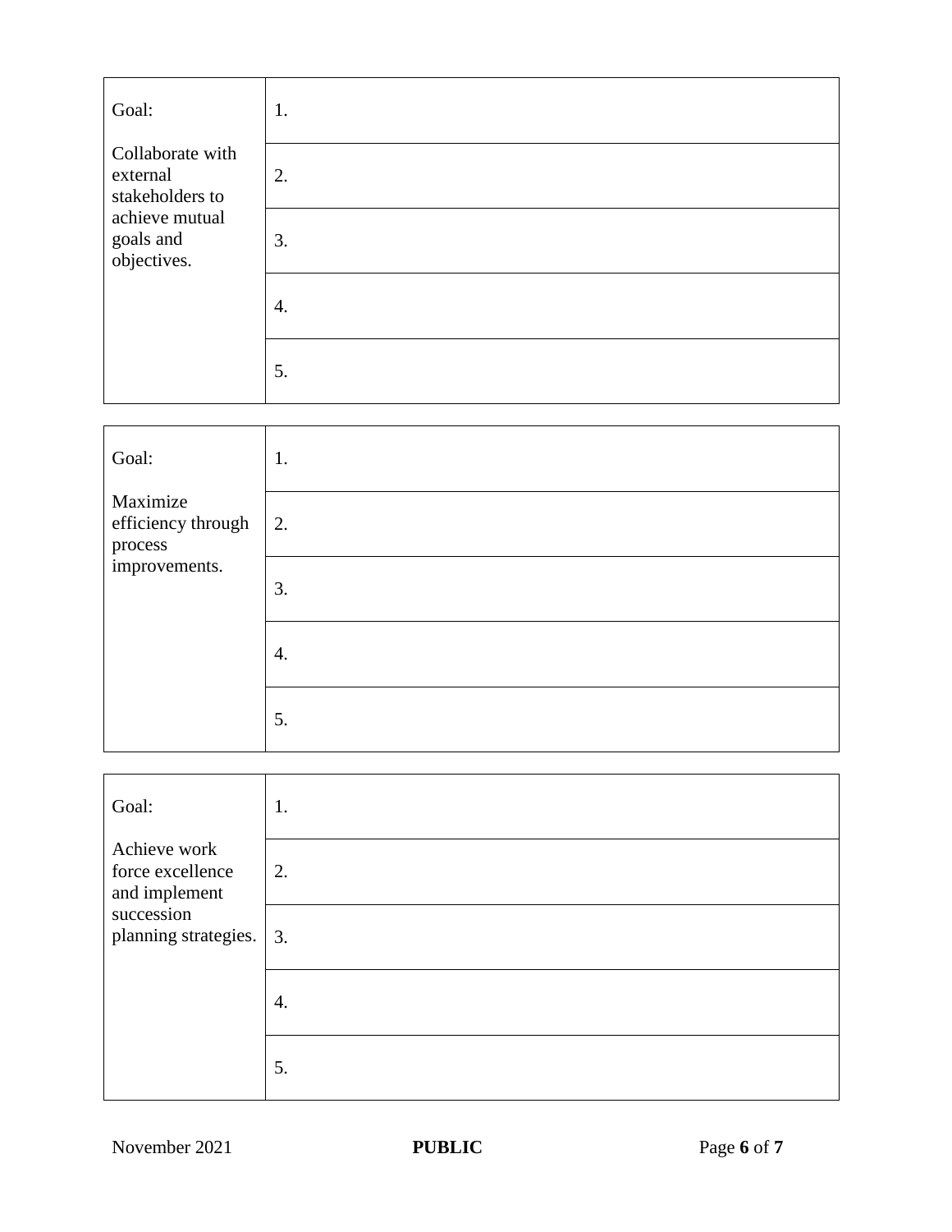| Goal: Collaborate with external stakeholders to achieve mutual goals and objectives. | |
|---|---|
| | 1. |
| | 2. |
| | 3. |
| | 4. |
| | 5. |

| Goal: Maximize efficiency through process improvements. | |
|---|---|
| | 1. |
| | 2. |
| | 3. |
| | 4. |
| | 5. |

| Goal: Achieve work force excellence and implement succession planning strategies. | |
|---|---|
| | 1. |
| | 2. |
| | 3. |
| | 4. |
| | 5. |

November 2021 **PUBLIC**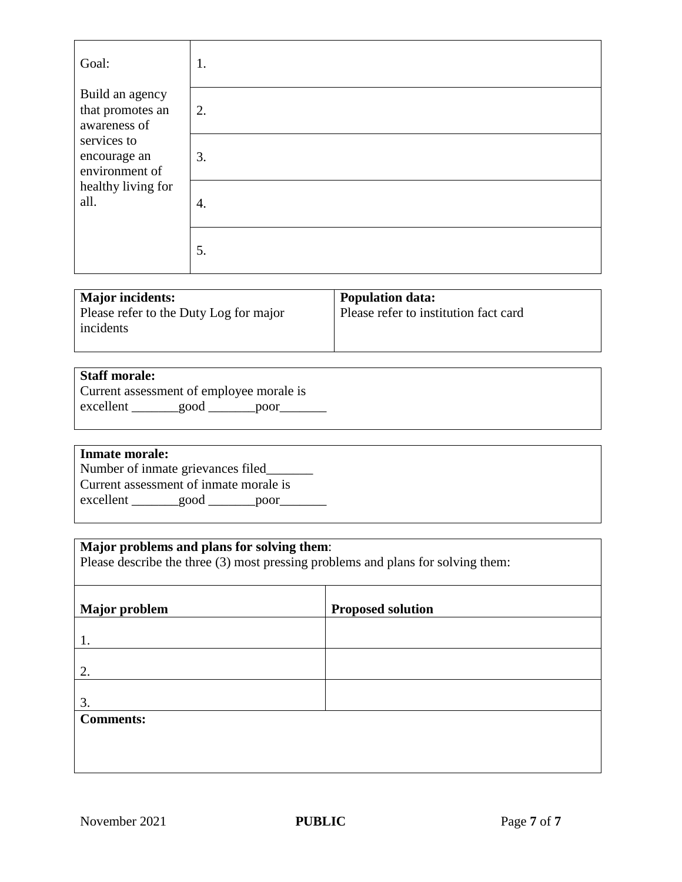| | |
|---|---|
| Goal:<br><br>Build an agency that promotes an awareness of services to encourage an environment of healthy living for all. | 1. |
| | 2. |
| | 3. |
| | 4. |
| | 5. |

| | |
|---|---|
| **Major incidents:**<br>Please refer to the Duty Log for major incidents | **Population data:**<br>Please refer to institution fact card |

**Staff morale:**
Current assessment of employee morale is
excellent _______good _______poor_______

**Inmate morale:**
Number of inmate grievances filed_______
Current assessment of inmate morale is
excellent _______good _______poor_______

**Major problems and plans for solving them**:
Please describe the three (3) most pressing problems and plans for solving them:

| **Major problem** | **Proposed solution** |
|---|---|
| 1. | |
| 2. | |
| 3. | |

**Comments:**